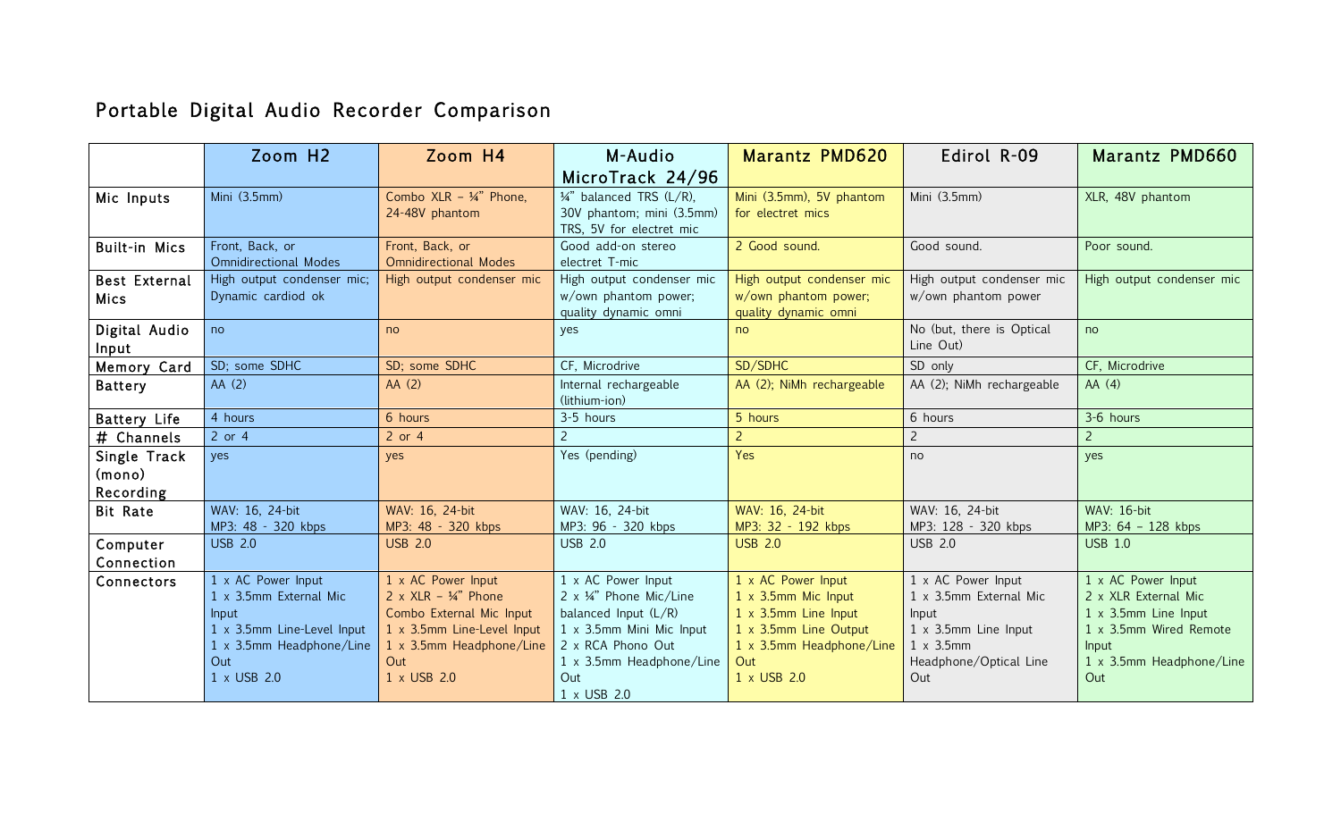# Portable Digital Audio Recorder Comparison

| | Zoom H2 | Zoom H4 | M-Audio MicroTrack 24/96 | Marantz PMD620 | Edirol R-09 | Marantz PMD660 |
|---|---|---|---|---|---|---|
| Mic Inputs | Mini (3.5mm) | Combo XLR – ¼" Phone, 24-48V phantom | ¼" balanced TRS (L/R), 30V phantom; mini (3.5mm) TRS, 5V for electret mic | Mini (3.5mm), 5V phantom for electret mics | Mini (3.5mm) | XLR, 48V phantom |
| Built-in Mics | Front, Back, or Omnidirectional Modes | Front, Back, or Omnidirectional Modes | Good add-on stereo electret T-mic | 2 Good sound. | Good sound. | Poor sound. |
| Best External Mics | High output condenser mic; Dynamic cardiod ok | High output condenser mic | High output condenser mic w/own phantom power; quality dynamic omni | High output condenser mic w/own phantom power; quality dynamic omni | High output condenser mic w/own phantom power | High output condenser mic |
| Digital Audio Input | no | no | yes | no | No (but, there is Optical Line Out) | no |
| Memory Card | SD; some SDHC | SD; some SDHC | CF, Microdrive | SD/SDHC | SD only | CF, Microdrive |
| Battery | AA (2) | AA (2) | Internal rechargeable (lithium-ion) | AA (2); NiMh rechargeable | AA (2); NiMh rechargeable | AA (4) |
| Battery Life | 4 hours | 6 hours | 3-5 hours | 5 hours | 6 hours | 3-6 hours |
| # Channels | 2 or 4 | 2 or 4 | 2 | 2 | 2 | 2 |
| Single Track (mono) Recording | yes | yes | Yes (pending) | Yes | no | yes |
| Bit Rate | WAV: 16, 24-bit<br>MP3: 48 - 320 kbps | WAV: 16, 24-bit<br>MP3: 48 - 320 kbps | WAV: 16, 24-bit<br>MP3: 96 - 320 kbps | WAV: 16, 24-bit<br>MP3: 32 - 192 kbps | WAV: 16, 24-bit<br>MP3: 128 - 320 kbps | WAV: 16-bit<br>MP3: 64 – 128 kbps |
| Computer Connection | USB 2.0 | USB 2.0 | USB 2.0 | USB 2.0 | USB 2.0 | USB 1.0 |
| Connectors | 1 x AC Power Input<br>1 x 3.5mm External Mic Input<br>1 x 3.5mm Line-Level Input<br>1 x 3.5mm Headphone/Line Out<br>1 x USB 2.0 | 1 x AC Power Input<br>2 x XLR – ¼" Phone Combo External Mic Input<br>1 x 3.5mm Line-Level Input<br>1 x 3.5mm Headphone/Line Out<br>1 x USB 2.0 | 1 x AC Power Input<br>2 x ¼" Phone Mic/Line balanced Input (L/R)<br>1 x 3.5mm Mini Mic Input<br>2 x RCA Phono Out<br>1 x 3.5mm Headphone/Line Out<br>1 x USB 2.0 | 1 x AC Power Input<br>1 x 3.5mm Mic Input<br>1 x 3.5mm Line Input<br>1 x 3.5mm Line Output<br>1 x 3.5mm Headphone/Line Out<br>1 x USB 2.0 | 1 x AC Power Input<br>1 x 3.5mm External Mic Input<br>1 x 3.5mm Line Input<br>1 x 3.5mm Headphone/Optical Line Out | 1 x AC Power Input<br>2 x XLR External Mic<br>1 x 3.5mm Line Input<br>1 x 3.5mm Wired Remote Input<br>1 x 3.5mm Headphone/Line Out |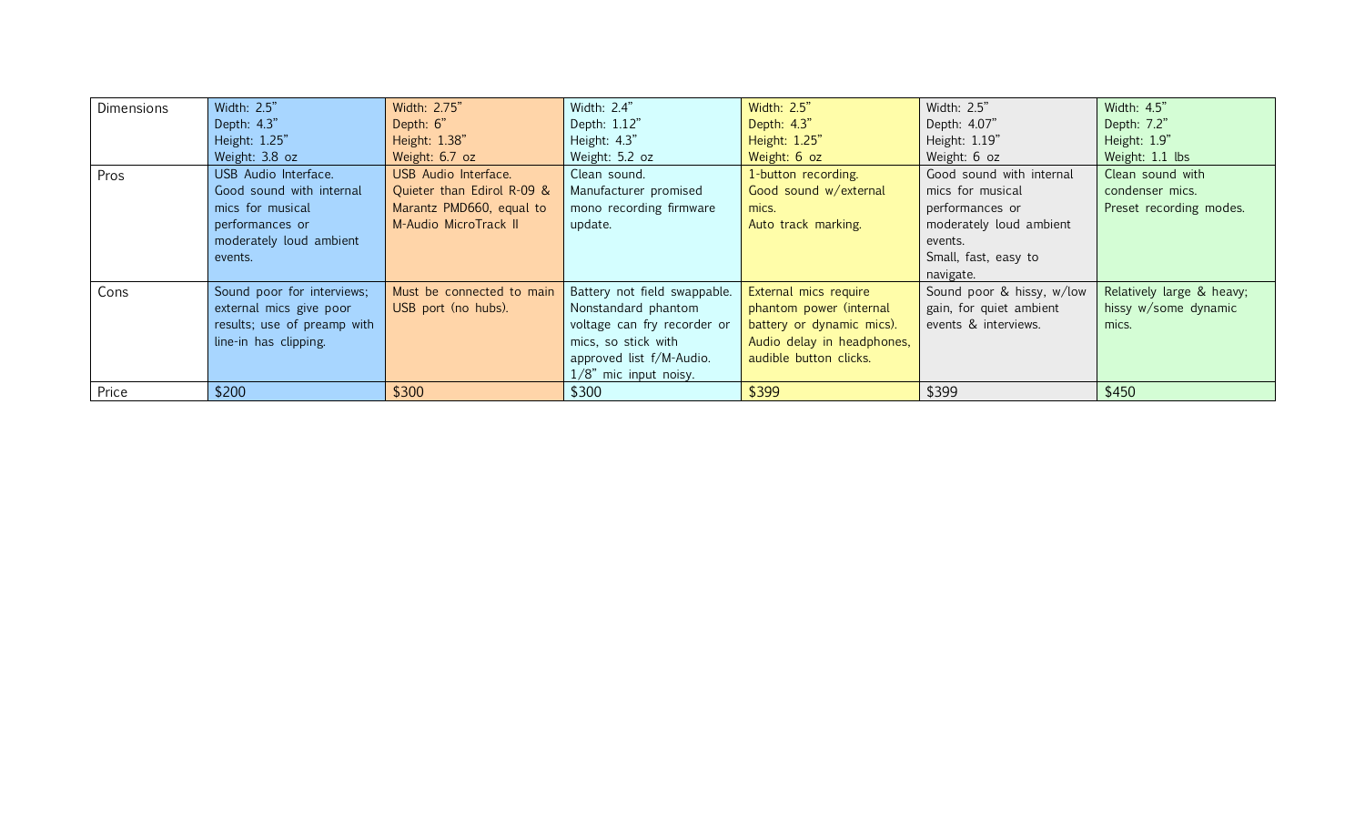| | | | | | | |
|---|---|---|---|---|---|---|
| Dimensions | Width: 2.5"<br>Depth: 4.3"<br>Height: 1.25"<br>Weight: 3.8 oz | Width: 2.75"<br>Depth: 6"<br>Height: 1.38"<br>Weight: 6.7 oz | Width: 2.4"<br>Depth: 1.12"<br>Height: 4.3"<br>Weight: 5.2 oz | Width: 2.5"<br>Depth: 4.3"<br>Height: 1.25"<br>Weight: 6 oz | Width: 2.5"<br>Depth: 4.07"<br>Height: 1.19"<br>Weight: 6 oz | Width: 4.5"<br>Depth: 7.2"<br>Height: 1.9"<br>Weight: 1.1 lbs |
| Pros | USB Audio Interface.<br>Good sound with internal mics for musical performances or moderately loud ambient events. | USB Audio Interface.<br>Quieter than Edirol R-09 & Marantz PMD660, equal to M-Audio MicroTrack II | Clean sound.<br>Manufacturer promised mono recording firmware update. | 1-button recording.<br>Good sound w/external mics.<br>Auto track marking. | Good sound with internal mics for musical performances or moderately loud ambient events.<br>Small, fast, easy to navigate. | Clean sound with condenser mics.<br>Preset recording modes. |
| Cons | Sound poor for interviews; external mics give poor results; use of preamp with line-in has clipping. | Must be connected to main USB port (no hubs). | Battery not field swappable.<br>Nonstandard phantom voltage can fry recorder or mics, so stick with approved list f/M-Audio.<br>1/8" mic input noisy. | External mics require phantom power (internal battery or dynamic mics).<br>Audio delay in headphones, audible button clicks. | Sound poor & hissy, w/low gain, for quiet ambient events & interviews. | Relatively large & heavy; hissy w/some dynamic mics. |
| Price | $200 | $300 | $300 | $399 | $399 | $450 |